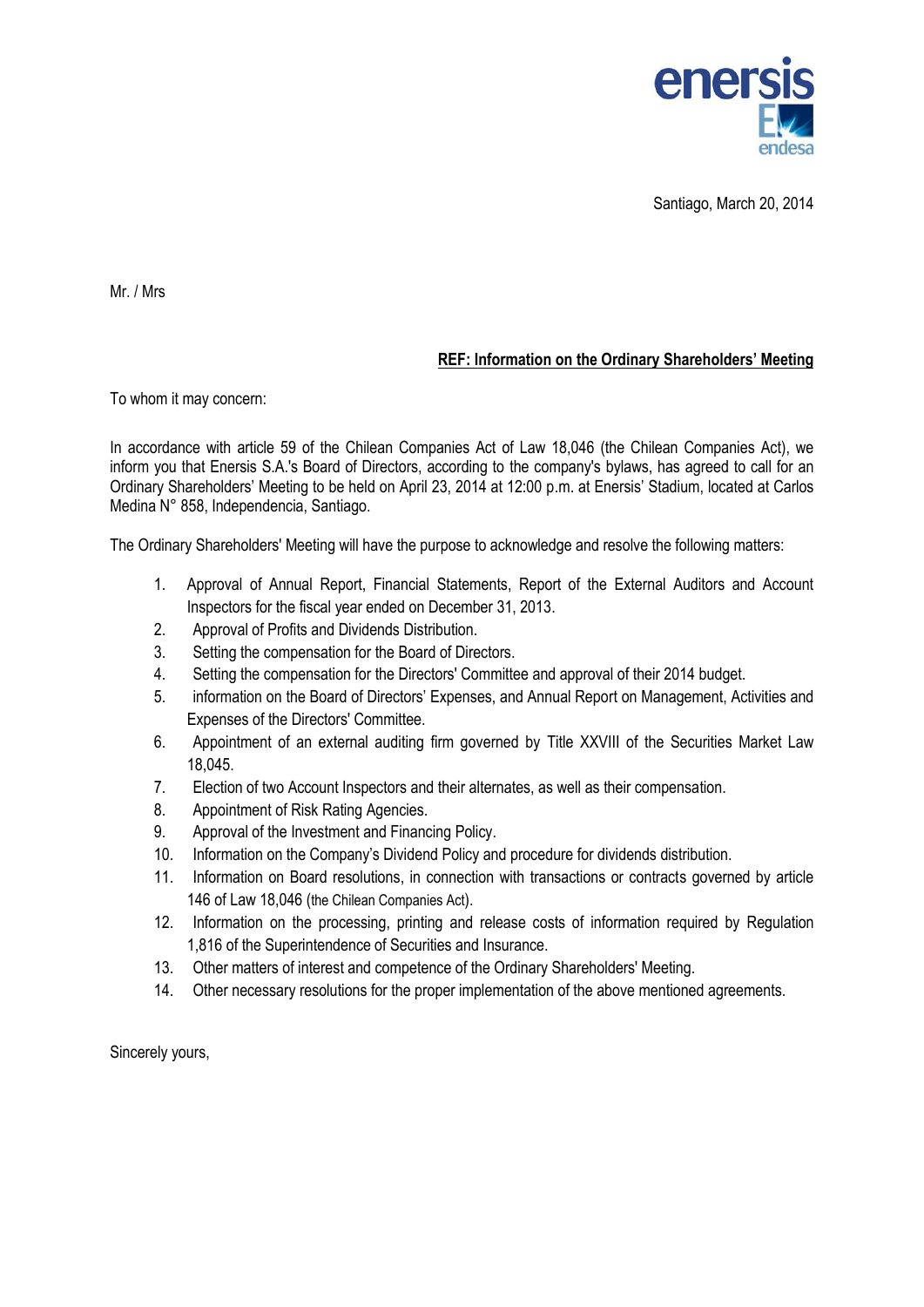Santiago, March 20, 2014

Mr. / Mrs

**REF: Information on the Ordinary Shareholders' Meeting**

To whom it may concern:

In accordance with article 59 of the Chilean Companies Act of Law 18,046 (the Chilean Companies Act), we inform you that Enersis S.A.'s Board of Directors, according to the company's bylaws, has agreed to call for an Ordinary Shareholders' Meeting to be held on April 23, 2014 at 12:00 p.m. at Enersis' Stadium, located at Carlos Medina N° 858, Independencia, Santiago.

The Ordinary Shareholders' Meeting will have the purpose to acknowledge and resolve the following matters:

1. Approval of Annual Report, Financial Statements, Report of the External Auditors and Account Inspectors for the fiscal year ended on December 31, 2013.
2. Approval of Profits and Dividends Distribution.
3. Setting the compensation for the Board of Directors.
4. Setting the compensation for the Directors' Committee and approval of their 2014 budget.
5. information on the Board of Directors' Expenses, and Annual Report on Management, Activities and Expenses of the Directors' Committee.
6. Appointment of an external auditing firm governed by Title XXVIII of the Securities Market Law 18,045.
7. Election of two Account Inspectors and their alternates, as well as their compensation.
8. Appointment of Risk Rating Agencies.
9. Approval of the Investment and Financing Policy.
10. Information on the Company's Dividend Policy and procedure for dividends distribution.
11. Information on Board resolutions, in connection with transactions or contracts governed by article 146 of Law 18,046 (the Chilean Companies Act).
12. Information on the processing, printing and release costs of information required by Regulation 1,816 of the Superintendence of Securities and Insurance.
13. Other matters of interest and competence of the Ordinary Shareholders' Meeting.
14. Other necessary resolutions for the proper implementation of the above mentioned agreements.

Sincerely yours,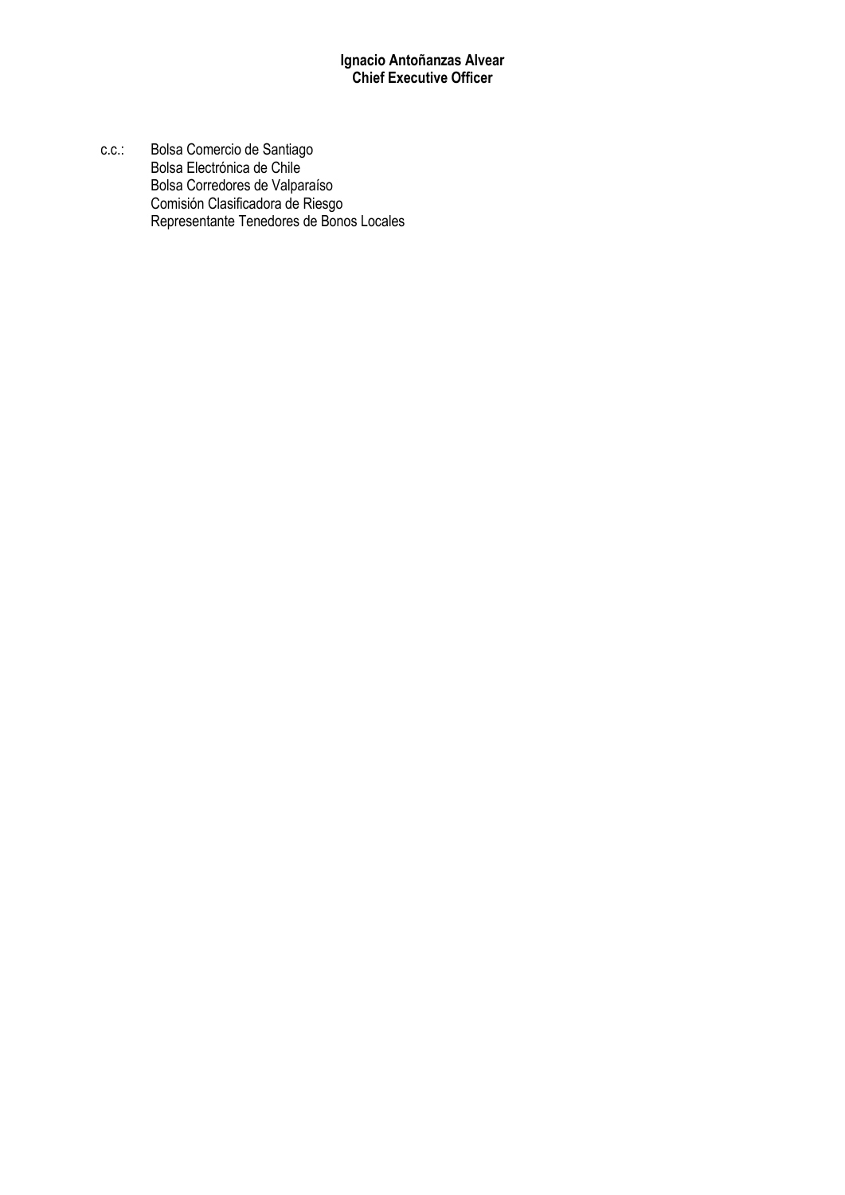**Ignacio Antoñanzas Alvear**
**Chief Executive Officer**

c.c.: Bolsa Comercio de Santiago
Bolsa Electrónica de Chile
Bolsa Corredores de Valparaíso
Comisión Clasificadora de Riesgo
Representante Tenedores de Bonos Locales